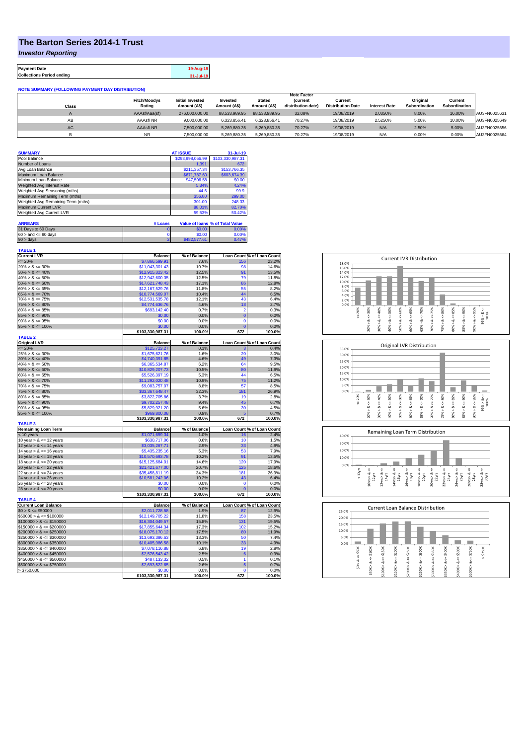# The Barton Series 2014-1 Trust

***Investor Reporting***

| Payment Date | 19-Aug-19 |
|---|---|
| Collections Period ending | 31-Jul-19 |

**NOTE SUMMARY (FOLLOWING PAYMENT DAY DISTRIBUTION)**

| Class | Fitch/Moodys Rating | Initial Invested Amount (A$) | Invested Amount (A$) | Stated Amount (A$) | Note Factor (current distribution date) | Current Distribution Date | Interest Rate | Original Subordination | Current Subordination | |
|---|---|---|---|---|---|---|---|---|---|---|
| A | AAAsf/Aaa(sf) | 276,000,000.00 | 88,533,989.95 | 88,533,989.95 | 32.08% | 19/08/2019 | 2.0350% | 8.00% | 16.00% | AU3FN0025631 |
| AB | AAAsf/ NR | 9,000,000.00 | 6,323,856.41 | 6,323,856.41 | 70.27% | 19/08/2019 | 2.5250% | 5.00% | 10.00% | AU3FN0025649 |
| AC | AAAsf/ NR | 7,500,000.00 | 5,269,880.35 | 5,269,880.35 | 70.27% | 19/08/2019 | N/A | 2.50% | 5.00% | AU3FN0025656 |
| B | NR | 7,500,000.00 | 5,269,880.35 | 5,269,880.35 | 70.27% | 19/08/2019 | N/A | 0.00% | 0.00% | AU3FN0025664 |

| SUMMARY | AT ISSUE | 31-Jul-19 |
|---|---|---|
| Pool Balance | $293,998,056.99 | $103,330,987.31 |
| Number of Loans | 1,391 | 672 |
| Avg Loan Balance | $211,357.34 | $153,766.35 |
| Maximum Loan Balance | $671,787.60 | $603,674.39 |
| Minimum Loan Balance | $47,506.58 | $0.00 |
| Weighted Avg Interest Rate | 5.34% | 4.24% |
| Weighted Avg Seasoning (mths) | 44.6 | 99.9 |
| Maximum Remaining Term (mths) | 356.00 | 299.00 |
| Weighted Avg Remaining Term (mths) | 301.00 | 248.33 |
| Maximum Current LVR | 88.01% | 82.70% |
| Weighted Avg Current LVR | 59.53% | 50.42% |

| ARREARS | # Loans | Value of loans | % of Total Value |
|---|---|---|---|
| 31 Days to 60 Days | 0 | $0.00 | 0.00% |
| 60 > and <= 90 days | 0 | $0.00 | 0.00% |
| 90 > days | 2 | $482,577.61 | 0.47% |

**TABLE 1**

| Current LVR | Balance | % of Balance | Loan Count | % of Loan Count |
|---|---|---|---|---|
| <= 20% | $7,866,599.91 | 7.6% | 156 | 23.2% |
| 20% > & <= 30% | $11,043,301.43 | 10.7% | 98 | 14.6% |
| 30% > & <= 40% | $12,915,323.42 | 12.5% | 91 | 13.5% |
| 40% > & <= 50% | $12,942,600.35 | 12.5% | 79 | 11.8% |
| 50% > & <= 60% | $17,621,748.43 | 17.1% | 86 | 12.8% |
| 60% > & <= 65% | $12,167,529.76 | 11.8% | 55 | 8.2% |
| 65% > & <= 70% | $10,774,569.07 | 10.4% | 44 | 6.5% |
| 70% > & <= 75% | $12,531,535.78 | 12.1% | 43 | 6.4% |
| 75% > & <= 80% | $4,774,636.76 | 4.6% | 18 | 2.7% |
| 80% > & <= 85% | $693,142.40 | 0.7% | 2 | 0.3% |
| 85% > & <= 90% | $0.00 | 0.0% | 0 | 0.0% |
| 90% > & <= 95% | $0.00 | 0.0% | 0 | 0.0% |
| 95% > & <= 100% | $0.00 | 0.0% | 0 | 0.0% |
| | $103,330,987.31 | 100.0% | 672 | 100.0% |

**TABLE 2**

| Original LVR | Balance | % of Balance | Loan Count | % of Loan Count |
|---|---|---|---|---|
| <= 20% | $125,723.27 | 0.1% | 3 | 0.4% |
| 25% > & <= 30% | $1,675,621.76 | 1.6% | 20 | 3.0% |
| 30% > & <= 40% | $4,740,391.85 | 4.6% | 49 | 7.3% |
| 40% > & <= 50% | $6,365,534.87 | 6.2% | 64 | 9.5% |
| 50% > & <= 60% | $10,829,207.73 | 10.5% | 80 | 11.9% |
| 60% > & <= 65% | $5,526,397.19 | 5.3% | 44 | 6.5% |
| 65% > & <= 70% | $11,292,020.48 | 10.9% | 75 | 11.2% |
| 70% > & <= 75% | $9,083,757.07 | 8.8% | 57 | 8.5% |
| 75% > & <= 80% | $33,367,648.47 | 32.3% | 181 | 26.9% |
| 80% > & <= 85% | $3,822,705.86 | 3.7% | 19 | 2.8% |
| 85% > & <= 90% | $9,702,257.48 | 9.4% | 45 | 6.7% |
| 90% > & <= 95% | $5,829,921.20 | 5.6% | 30 | 4.5% |
| 95% > & <= 100% | $969,800.08 | 0.9% | 5 | 0.7% |
| | $103,330,987.31 | 100.0% | 672 | 100.0% |

**TABLE 3**

| Remaining Loan Term | Balance | % of Balance | Loan Count | % of Loan Count |
|---|---|---|---|---|
| < 10 years | $1,071,659.34 | 1.0% | 16 | 2.4% |
| 10 year > & <= 12 years | $630,717.06 | 0.6% | 10 | 1.5% |
| 12 year > & <= 14 years | $3,035,267.71 | 2.9% | 33 | 4.9% |
| 14 year > & <= 16 years | $5,435,235.16 | 5.3% | 53 | 7.9% |
| 16 year > & <= 18 years | $10,570,693.78 | 10.2% | 91 | 13.5% |
| 18 year > & <= 20 years | $15,125,684.01 | 14.6% | 120 | 17.9% |
| 20 year > & <= 22 years | $21,421,677.00 | 20.7% | 125 | 18.6% |
| 22 year > & <= 24 years | $35,458,811.19 | 34.3% | 181 | 26.9% |
| 24 year > & <= 26 years | $10,581,242.06 | 10.2% | 43 | 6.4% |
| 26 year > & <= 28 years | $0.00 | 0.0% | 0 | 0.0% |
| 28 year > & <= 30 years | $0.00 | 0.0% | 0 | 0.0% |
| | $103,330,987.31 | 100.0% | 672 | 100.0% |

**TABLE 4**

| Current Loan Balance | Balance | % of Balance | Loan Count | % of Loan Count |
|---|---|---|---|---|
| $0 > & <= $50000 | $2,011,728.58 | 1.9% | 87 | 12.9% |
| $50000 > & <= $100000 | $12,149,705.22 | 11.8% | 158 | 23.5% |
| $100000 > & <= $150000 | $16,304,049.57 | 15.8% | 131 | 19.5% |
| $150000 > & <= $200000 | $17,855,644.34 | 17.3% | 102 | 15.2% |
| $200000 > & <= $250000 | $18,075,170.12 | 17.5% | 80 | 11.9% |
| $250000 > & <= $300000 | $13,693,386.63 | 13.3% | 50 | 7.4% |
| $300000 > & <= $350000 | $10,405,986.58 | 10.1% | 33 | 4.9% |
| $350000 > & <= $400000 | $7,078,116.88 | 6.8% | 19 | 2.8% |
| $400000 > & <= $450000 | $2,576,543.42 | 2.5% | 6 | 0.9% |
| $450000 > & <= $500000 | $487,133.32 | 0.5% | 1 | 0.1% |
| $500000 > & <= $750000 | $2,693,522.65 | 2.6% | 5 | 0.7% |
| > $750,000 | $0.00 | 0.0% | 0 | 0.0% |
| | $103,330,987.31 | 100.0% | 672 | 100.0% |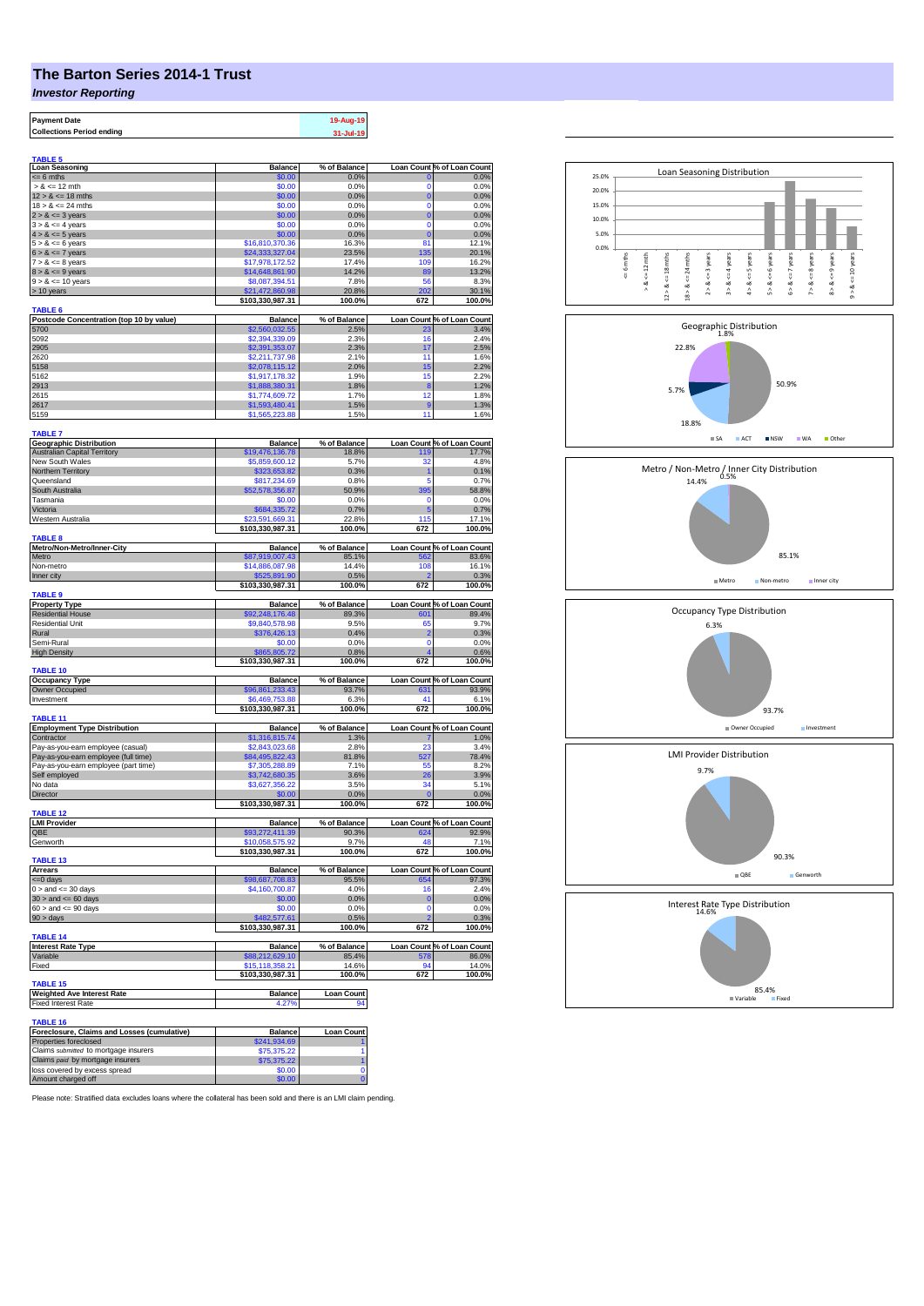# The Barton Series 2014-1 Trust

***Investor Reporting***

| | |
|---|---|
| **Payment Date** | 19-Aug-19 |
| **Collections Period ending** | 31-Jul-19 |

**TABLE 5**

| Loan Seasoning | Balance | % of Balance | Loan Count | % of Loan Count |
|---|---|---|---|---|
| <= 6 mths | $0.00 | 0.0% | 0 | 0.0% |
| > & <= 12 mth | $0.00 | 0.0% | 0 | 0.0% |
| 12 > & <= 18 mths | $0.00 | 0.0% | 0 | 0.0% |
| 18 > & <= 24 mths | $0.00 | 0.0% | 0 | 0.0% |
| 2 > & <= 3 years | $0.00 | 0.0% | 0 | 0.0% |
| 3 > & <= 4 years | $0.00 | 0.0% | 0 | 0.0% |
| 4 > & <= 5 years | $0.00 | 0.0% | 0 | 0.0% |
| 5 > & <= 6 years | $16,810,370.36 | 16.3% | 81 | 12.1% |
| 6 > & <= 7 years | $24,333,327.04 | 23.5% | 135 | 20.1% |
| 7 > & <= 8 years | $17,978,172.52 | 17.4% | 109 | 16.2% |
| 8 > & <= 9 years | $14,648,861.90 | 14.2% | 89 | 13.2% |
| 9 > & <= 10 years | $8,087,394.51 | 7.8% | 56 | 8.3% |
| > 10 years | $21,472,860.98 | 20.8% | 202 | 30.1% |
| | $103,330,987.31 | 100.0% | 672 | 100.0% |

**TABLE 6**

| Postcode Concentration (top 10 by value) | Balance | % of Balance | Loan Count | % of Loan Count |
|---|---|---|---|---|
| 5700 | $2,560,032.55 | 2.5% | 23 | 3.4% |
| 5092 | $2,394,339.09 | 2.3% | 16 | 2.4% |
| 2905 | $2,391,353.07 | 2.3% | 17 | 2.5% |
| 2620 | $2,211,737.98 | 2.1% | 11 | 1.6% |
| 5158 | $2,078,115.12 | 2.0% | 15 | 2.2% |
| 5162 | $1,917,178.32 | 1.9% | 15 | 2.2% |
| 2913 | $1,888,380.31 | 1.8% | 8 | 1.2% |
| 2615 | $1,774,609.72 | 1.7% | 12 | 1.8% |
| 2617 | $1,593,480.41 | 1.5% | 9 | 1.3% |
| 5159 | $1,565,223.88 | 1.5% | 11 | 1.6% |

**TABLE 7**

| Geographic Distribution | Balance | % of Balance | Loan Count | % of Loan Count |
|---|---|---|---|---|
| Australian Capital Territory | $19,476,136.78 | 18.8% | 119 | 17.7% |
| New South Wales | $5,859,600.12 | 5.7% | 32 | 4.8% |
| Northern Territory | $323,653.82 | 0.3% | 1 | 0.1% |
| Queensland | $817,234.69 | 0.8% | 5 | 0.7% |
| South Australia | $52,578,356.87 | 50.9% | 395 | 58.8% |
| Tasmania | $0.00 | 0.0% | 0 | 0.0% |
| Victoria | $684,335.72 | 0.7% | 5 | 0.7% |
| Western Australia | $23,591,669.31 | 22.8% | 115 | 17.1% |
| | $103,330,987.31 | 100.0% | 672 | 100.0% |

**TABLE 8**

| Metro/Non-Metro/Inner-City | Balance | % of Balance | Loan Count | % of Loan Count |
|---|---|---|---|---|
| Metro | $87,919,007.43 | 85.1% | 562 | 83.6% |
| Non-metro | $14,886,087.98 | 14.4% | 108 | 16.1% |
| Inner city | $525,891.90 | 0.5% | 2 | 0.3% |
| | $103,330,987.31 | 100.0% | 672 | 100.0% |

**TABLE 9**

| Property Type | Balance | % of Balance | Loan Count | % of Loan Count |
|---|---|---|---|---|
| Residential House | $92,248,176.48 | 89.3% | 601 | 89.4% |
| Residential Unit | $9,840,578.98 | 9.5% | 65 | 9.7% |
| Rural | $376,426.13 | 0.4% | 2 | 0.3% |
| Semi-Rural | $0.00 | 0.0% | 0 | 0.0% |
| High Density | $865,805.72 | 0.8% | 4 | 0.6% |
| | $103,330,987.31 | 100.0% | 672 | 100.0% |

**TABLE 10**

| Occupancy Type | Balance | % of Balance | Loan Count | % of Loan Count |
|---|---|---|---|---|
| Owner Occupied | $96,861,233.43 | 93.7% | 631 | 93.9% |
| Investment | $6,469,753.88 | 6.3% | 41 | 6.1% |
| | $103,330,987.31 | 100.0% | 672 | 100.0% |

**TABLE 11**

| Employment Type Distribution | Balance | % of Balance | Loan Count | % of Loan Count |
|---|---|---|---|---|
| Contractor | $1,316,815.74 | 1.3% | 7 | 1.0% |
| Pay-as-you-earn employee (casual) | $2,843,023.68 | 2.8% | 23 | 3.4% |
| Pay-as-you-earn employee (full time) | $84,495,822.43 | 81.8% | 527 | 78.4% |
| Pay-as-you-earn employee (part time) | $7,305,288.89 | 7.1% | 55 | 8.2% |
| Self employed | $3,742,680.35 | 3.6% | 26 | 3.9% |
| No data | $3,627,356.22 | 3.5% | 34 | 5.1% |
| Director | $0.00 | 0.0% | 0 | 0.0% |
| | $103,330,987.31 | 100.0% | 672 | 100.0% |

**TABLE 12**

| LMI Provider | Balance | % of Balance | Loan Count | % of Loan Count |
|---|---|---|---|---|
| QBE | $93,272,411.39 | 90.3% | 624 | 92.9% |
| Genworth | $10,058,575.92 | 9.7% | 48 | 7.1% |
| | $103,330,987.31 | 100.0% | 672 | 100.0% |

**TABLE 13**

| Arrears | Balance | % of Balance | Loan Count | % of Loan Count |
|---|---|---|---|---|
| <=0 days | $98,687,708.83 | 95.5% | 654 | 97.3% |
| 0 > and <= 30 days | $4,160,700.87 | 4.0% | 16 | 2.4% |
| 30 > and <= 60 days | $0.00 | 0.0% | 0 | 0.0% |
| 60 > and <= 90 days | $0.00 | 0.0% | 0 | 0.0% |
| 90 > days | $482,577.61 | 0.5% | 2 | 0.3% |
| | $103,330,987.31 | 100.0% | 672 | 100.0% |

**TABLE 14**

| Interest Rate Type | Balance | % of Balance | Loan Count | % of Loan Count |
|---|---|---|---|---|
| Variable | $88,212,629.10 | 85.4% | 578 | 86.0% |
| Fixed | $15,118,358.21 | 14.6% | 94 | 14.0% |
| | $103,330,987.31 | 100.0% | 672 | 100.0% |

**TABLE 15**

| Weighted Ave Interest Rate | Balance | Loan Count |
|---|---|---|
| Fixed Interest Rate | 4.27% | 94 |

**TABLE 16**

| Foreclosure, Claims and Losses (cumulative) | Balance | Loan Count |
|---|---|---|
| Properties foreclosed | $241,934.69 | 1 |
| Claims *submitted* to mortgage insurers | $75,375.22 | 1 |
| Claims *paid* by mortgage insurers | $75,375.22 | 1 |
| loss covered by excess spread | $0.00 | 0 |
| Amount charged off | $0.00 | 0 |

Please note: Stratified data excludes loans where the collateral has been sold and there is an LMI claim pending.

Loan Seasoning Distribution
25.0%
20.0%
15.0%
10.0%
5.0%
0.0%
<= 6 mths
> & <= 12 mth
12 > & <= 18 mths
18 > & <= 24 mths
2 > & <= 3 years
3 > & <= 4 years
4 > & <= 5 years
5 > & <= 6 years
6 > & <= 7 years
7 > & <= 8 years
8 > & <= 9 years
9 > & <= 10 years

Geographic Distribution
1.8%
22.8%
5.7%
50.9%
18.8%
SA ACT NSW WA Other

Metro / Non-Metro / Inner City Distribution
0.5%
14.4%
85.1%
Metro Non-metro Inner city

Occupancy Type Distribution
6.3%
93.7%
Owner Occupied Investment

LMI Provider Distribution
9.7%
90.3%
QBE Genworth

Interest Rate Type Distribution
14.6%
85.4%
Variable Fixed